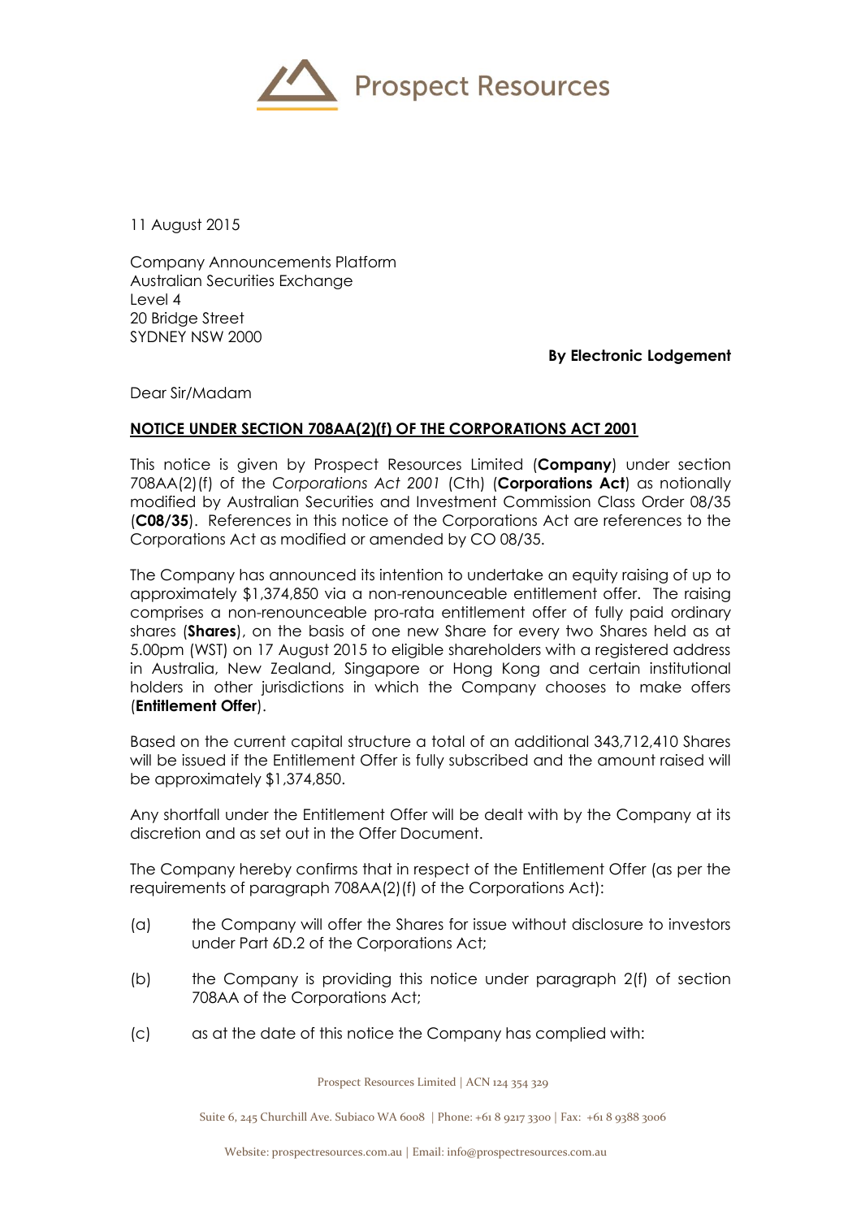Prospect Resources

11 August 2015

Company Announcements Platform
Australian Securities Exchange
Level 4
20 Bridge Street
SYDNEY NSW 2000

**By Electronic Lodgement**

Dear Sir/Madam

**NOTICE UNDER SECTION 708AA(2)(f) OF THE CORPORATIONS ACT 2001**

This notice is given by Prospect Resources Limited (**Company**) under section 708AA(2)(f) of the *Corporations Act 2001* (Cth) (**Corporations Act**) as notionally modified by Australian Securities and Investment Commission Class Order 08/35 (**C08/35**). References in this notice of the Corporations Act are references to the Corporations Act as modified or amended by CO 08/35.

The Company has announced its intention to undertake an equity raising of up to approximately $1,374,850 via a non-renounceable entitlement offer. The raising comprises a non-renounceable pro-rata entitlement offer of fully paid ordinary shares (**Shares**), on the basis of one new Share for every two Shares held as at 5.00pm (WST) on 17 August 2015 to eligible shareholders with a registered address in Australia, New Zealand, Singapore or Hong Kong and certain institutional holders in other jurisdictions in which the Company chooses to make offers (**Entitlement Offer**).

Based on the current capital structure a total of an additional 343,712,410 Shares will be issued if the Entitlement Offer is fully subscribed and the amount raised will be approximately $1,374,850.

Any shortfall under the Entitlement Offer will be dealt with by the Company at its discretion and as set out in the Offer Document.

The Company hereby confirms that in respect of the Entitlement Offer (as per the requirements of paragraph 708AA(2)(f) of the Corporations Act):

(a) the Company will offer the Shares for issue without disclosure to investors under Part 6D.2 of the Corporations Act;

(b) the Company is providing this notice under paragraph 2(f) of section 708AA of the Corporations Act;

(c) as at the date of this notice the Company has complied with:

Prospect Resources Limited | ACN 124 354 329

Suite 6, 245 Churchill Ave. Subiaco WA 6008 | Phone: +61 8 9217 3300 | Fax: +61 8 9388 3006

Website: prospectresources.com.au | Email: info@prospectresources.com.au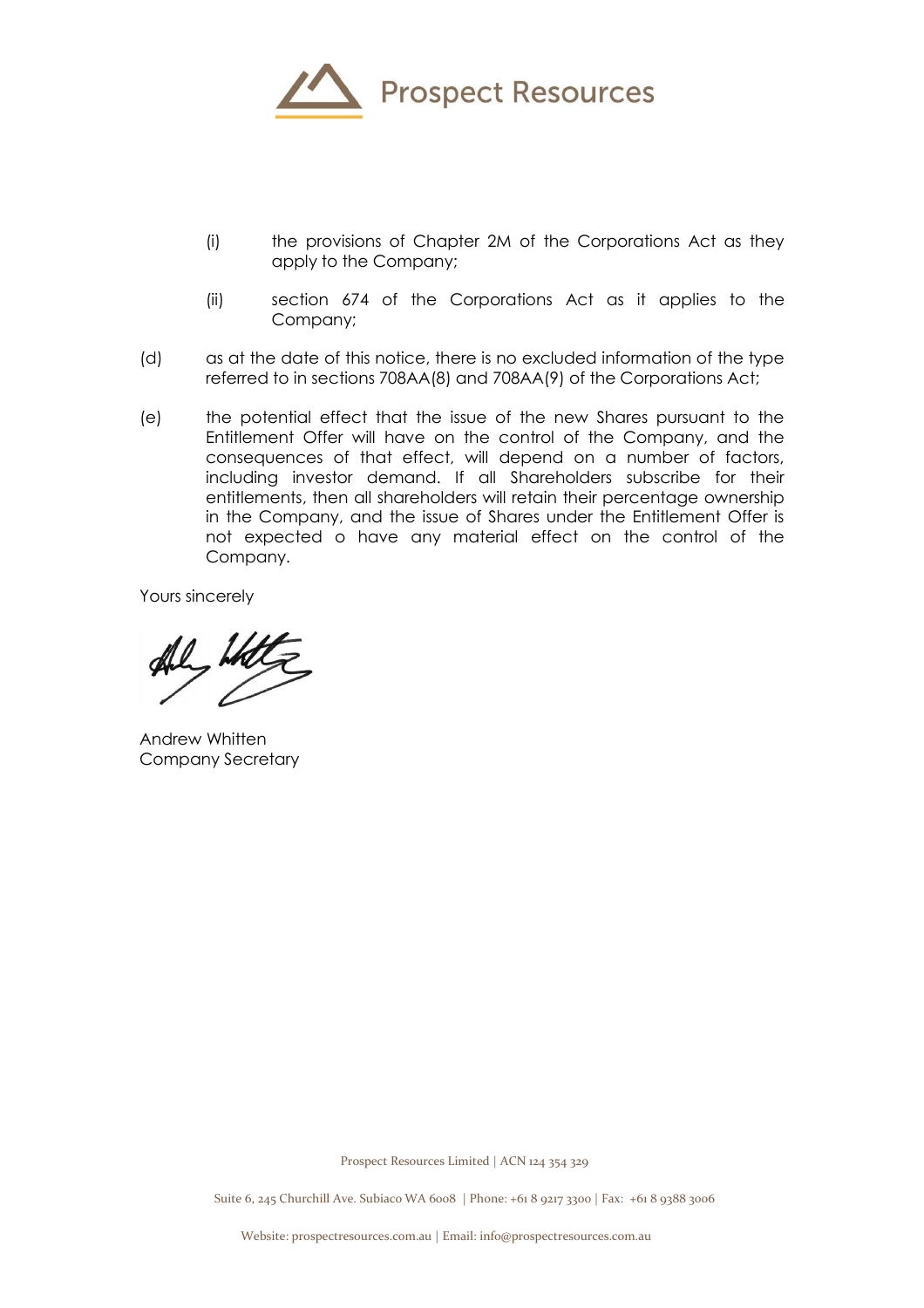(i) the provisions of Chapter 2M of the Corporations Act as they apply to the Company;

(ii) section 674 of the Corporations Act as it applies to the Company;

(d) as at the date of this notice, there is no excluded information of the type referred to in sections 708AA(8) and 708AA(9) of the Corporations Act;

(e) the potential effect that the issue of the new Shares pursuant to the Entitlement Offer will have on the control of the Company, and the consequences of that effect, will depend on a number of factors, including investor demand. If all Shareholders subscribe for their entitlements, then all shareholders will retain their percentage ownership in the Company, and the issue of Shares under the Entitlement Offer is not expected o have any material effect on the control of the Company.

Yours sincerely

Andrew Whitten
Company Secretary